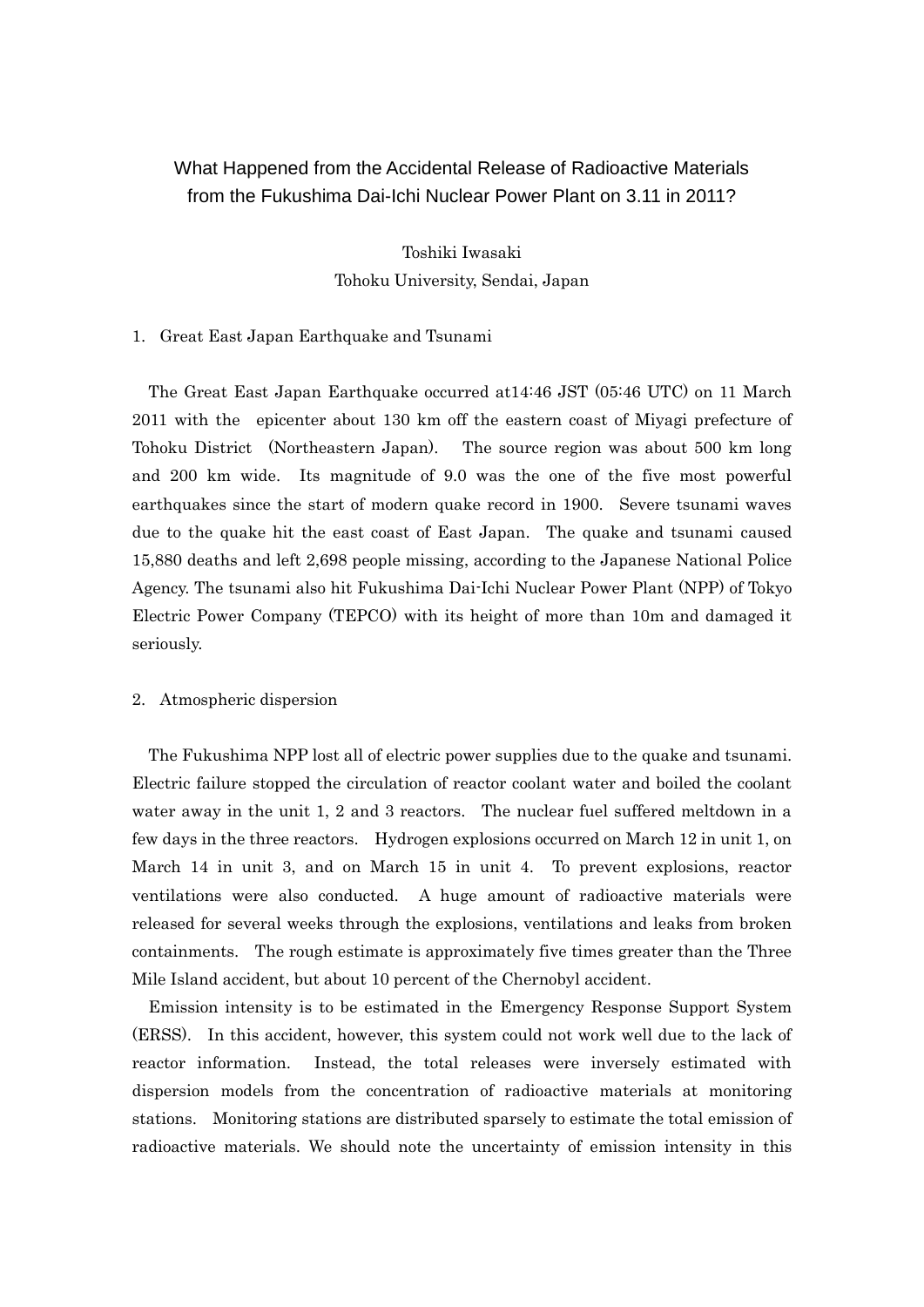# What Happened from the Accidental Release of Radioactive Materials from the Fukushima Dai-Ichi Nuclear Power Plant on 3.11 in 2011?

Toshiki Iwasaki

Tohoku University, Sendai, Japan

## 1. Great East Japan Earthquake and Tsunami

The Great East Japan Earthquake occurred at14:46 JST (05:46 UTC) on 11 March 2011 with the epicenter about 130 km off the eastern coast of Miyagi prefecture of Tohoku District (Northeastern Japan). The source region was about 500 km long and 200 km wide. Its magnitude of 9.0 was the one of the five most powerful earthquakes since the start of modern quake record in 1900. Severe tsunami waves due to the quake hit the east coast of East Japan. The quake and tsunami caused 15,880 deaths and left 2,698 people missing, according to the Japanese National Police Agency. The tsunami also hit Fukushima Dai-Ichi Nuclear Power Plant (NPP) of Tokyo Electric Power Company (TEPCO) with its height of more than 10m and damaged it seriously.

## 2. Atmospheric dispersion

The Fukushima NPP lost all of electric power supplies due to the quake and tsunami. Electric failure stopped the circulation of reactor coolant water and boiled the coolant water away in the unit 1, 2 and 3 reactors. The nuclear fuel suffered meltdown in a few days in the three reactors. Hydrogen explosions occurred on March 12 in unit 1, on March 14 in unit 3, and on March 15 in unit 4. To prevent explosions, reactor ventilations were also conducted. A huge amount of radioactive materials were released for several weeks through the explosions, ventilations and leaks from broken containments. The rough estimate is approximately five times greater than the Three Mile Island accident, but about 10 percent of the Chernobyl accident.

Emission intensity is to be estimated in the Emergency Response Support System (ERSS). In this accident, however, this system could not work well due to the lack of reactor information. Instead, the total releases were inversely estimated with dispersion models from the concentration of radioactive materials at monitoring stations. Monitoring stations are distributed sparsely to estimate the total emission of radioactive materials. We should note the uncertainty of emission intensity in this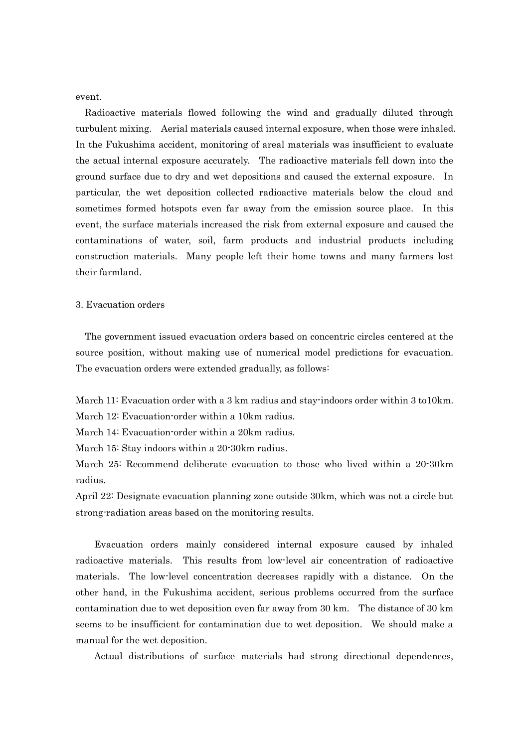event.

Radioactive materials flowed following the wind and gradually diluted through turbulent mixing. Aerial materials caused internal exposure, when those were inhaled. In the Fukushima accident, monitoring of areal materials was insufficient to evaluate the actual internal exposure accurately. The radioactive materials fell down into the ground surface due to dry and wet depositions and caused the external exposure. In particular, the wet deposition collected radioactive materials below the cloud and sometimes formed hotspots even far away from the emission source place. In this event, the surface materials increased the risk from external exposure and caused the contaminations of water, soil, farm products and industrial products including construction materials. Many people left their home towns and many farmers lost their farmland.

## 3. Evacuation orders

The government issued evacuation orders based on concentric circles centered at the source position, without making use of numerical model predictions for evacuation. The evacuation orders were extended gradually, as follows:

March 11: Evacuation order with a 3 km radius and stay-indoors order within 3 to10km.
March 12: Evacuation-order within a 10km radius.
March 14: Evacuation-order within a 20km radius.
March 15: Stay indoors within a 20-30km radius.
March 25: Recommend deliberate evacuation to those who lived within a 20-30km radius.
April 22: Designate evacuation planning zone outside 30km, which was not a circle but strong-radiation areas based on the monitoring results.

Evacuation orders mainly considered internal exposure caused by inhaled radioactive materials. This results from low-level air concentration of radioactive materials. The low-level concentration decreases rapidly with a distance. On the other hand, in the Fukushima accident, serious problems occurred from the surface contamination due to wet deposition even far away from 30 km. The distance of 30 km seems to be insufficient for contamination due to wet deposition. We should make a manual for the wet deposition.

Actual distributions of surface materials had strong directional dependences,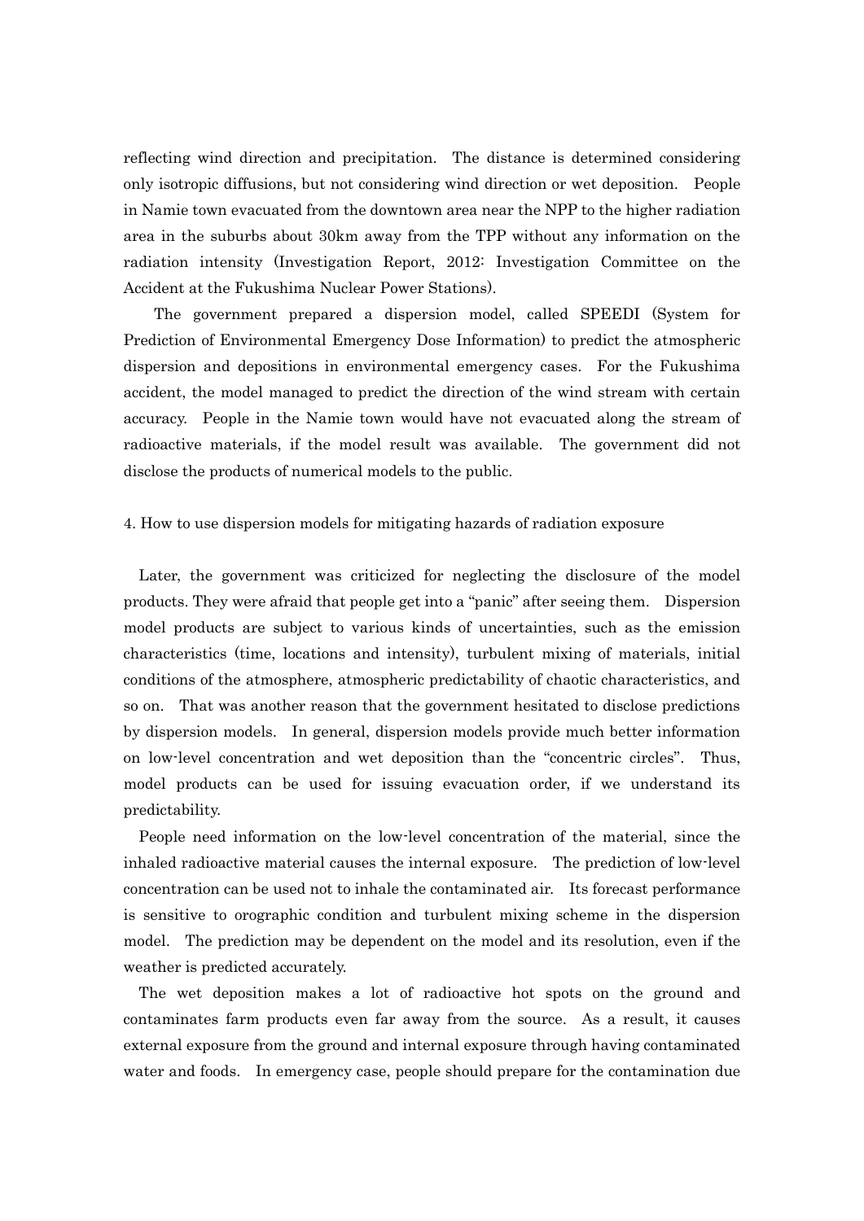reflecting wind direction and precipitation. The distance is determined considering only isotropic diffusions, but not considering wind direction or wet deposition. People in Namie town evacuated from the downtown area near the NPP to the higher radiation area in the suburbs about 30km away from the TPP without any information on the radiation intensity (Investigation Report, 2012: Investigation Committee on the Accident at the Fukushima Nuclear Power Stations).

The government prepared a dispersion model, called SPEEDI (System for Prediction of Environmental Emergency Dose Information) to predict the atmospheric dispersion and depositions in environmental emergency cases. For the Fukushima accident, the model managed to predict the direction of the wind stream with certain accuracy. People in the Namie town would have not evacuated along the stream of radioactive materials, if the model result was available. The government did not disclose the products of numerical models to the public.

## 4. How to use dispersion models for mitigating hazards of radiation exposure

Later, the government was criticized for neglecting the disclosure of the model products. They were afraid that people get into a "panic" after seeing them. Dispersion model products are subject to various kinds of uncertainties, such as the emission characteristics (time, locations and intensity), turbulent mixing of materials, initial conditions of the atmosphere, atmospheric predictability of chaotic characteristics, and so on. That was another reason that the government hesitated to disclose predictions by dispersion models. In general, dispersion models provide much better information on low-level concentration and wet deposition than the "concentric circles". Thus, model products can be used for issuing evacuation order, if we understand its predictability.

People need information on the low-level concentration of the material, since the inhaled radioactive material causes the internal exposure. The prediction of low-level concentration can be used not to inhale the contaminated air. Its forecast performance is sensitive to orographic condition and turbulent mixing scheme in the dispersion model. The prediction may be dependent on the model and its resolution, even if the weather is predicted accurately.

The wet deposition makes a lot of radioactive hot spots on the ground and contaminates farm products even far away from the source. As a result, it causes external exposure from the ground and internal exposure through having contaminated water and foods. In emergency case, people should prepare for the contamination due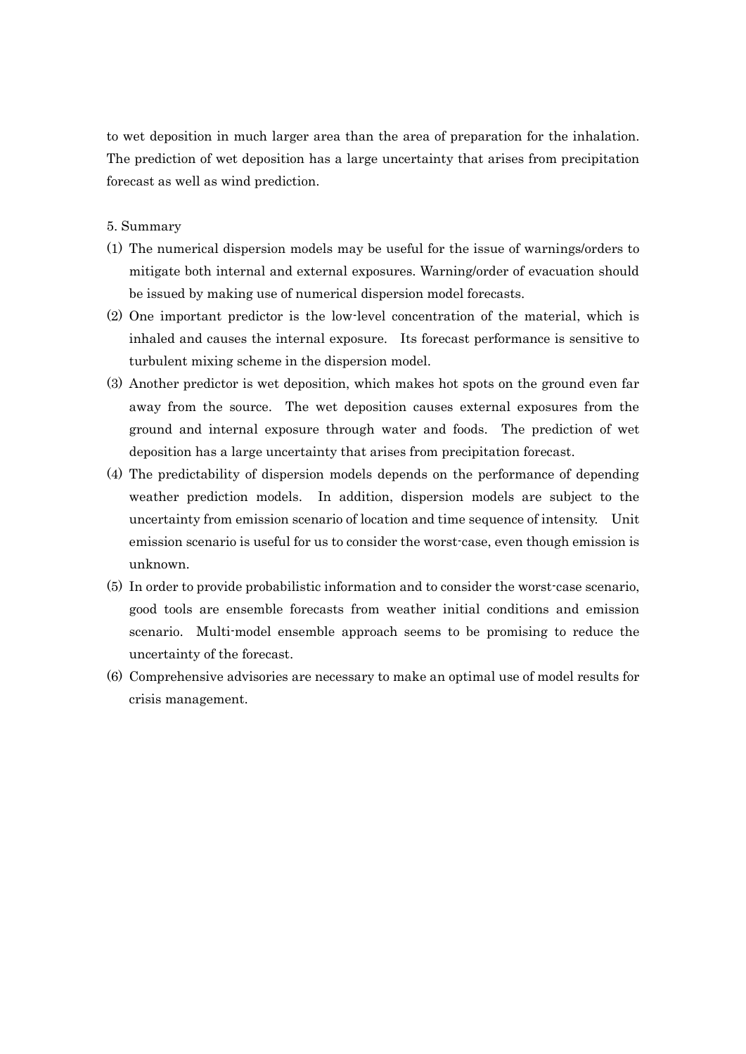to wet deposition in much larger area than the area of preparation for the inhalation. The prediction of wet deposition has a large uncertainty that arises from precipitation forecast as well as wind prediction.

## 5. Summary

(1) The numerical dispersion models may be useful for the issue of warnings/orders to mitigate both internal and external exposures. Warning/order of evacuation should be issued by making use of numerical dispersion model forecasts.

(2) One important predictor is the low-level concentration of the material, which is inhaled and causes the internal exposure. Its forecast performance is sensitive to turbulent mixing scheme in the dispersion model.

(3) Another predictor is wet deposition, which makes hot spots on the ground even far away from the source. The wet deposition causes external exposures from the ground and internal exposure through water and foods. The prediction of wet deposition has a large uncertainty that arises from precipitation forecast.

(4) The predictability of dispersion models depends on the performance of depending weather prediction models. In addition, dispersion models are subject to the uncertainty from emission scenario of location and time sequence of intensity. Unit emission scenario is useful for us to consider the worst-case, even though emission is unknown.

(5) In order to provide probabilistic information and to consider the worst-case scenario, good tools are ensemble forecasts from weather initial conditions and emission scenario. Multi-model ensemble approach seems to be promising to reduce the uncertainty of the forecast.

(6) Comprehensive advisories are necessary to make an optimal use of model results for crisis management.